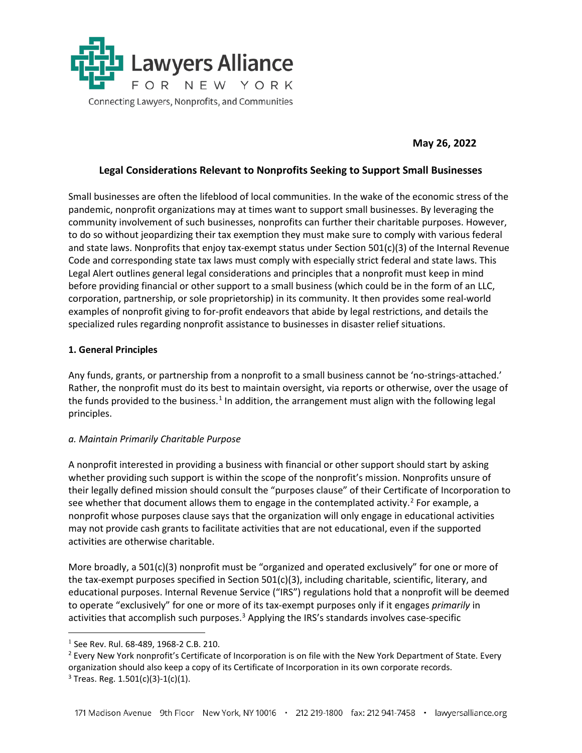Lawyers Alliance FOR NEW YORK

Connecting Lawyers, Nonprofits, and Communities

**May 26, 2022**

## Legal Considerations Relevant to Nonprofits Seeking to Support Small Businesses

Small businesses are often the lifeblood of local communities. In the wake of the economic stress of the pandemic, nonprofit organizations may at times want to support small businesses. By leveraging the community involvement of such businesses, nonprofits can further their charitable purposes. However, to do so without jeopardizing their tax exemption they must make sure to comply with various federal and state laws. Nonprofits that enjoy tax-exempt status under Section 501(c)(3) of the Internal Revenue Code and corresponding state tax laws must comply with especially strict federal and state laws. This Legal Alert outlines general legal considerations and principles that a nonprofit must keep in mind before providing financial or other support to a small business (which could be in the form of an LLC, corporation, partnership, or sole proprietorship) in its community. It then provides some real-world examples of nonprofit giving to for-profit endeavors that abide by legal restrictions, and details the specialized rules regarding nonprofit assistance to businesses in disaster relief situations.

### 1. General Principles

Any funds, grants, or partnership from a nonprofit to a small business cannot be 'no-strings-attached.' Rather, the nonprofit must do its best to maintain oversight, via reports or otherwise, over the usage of the funds provided to the business.[1] In addition, the arrangement must align with the following legal principles.

#### *a. Maintain Primarily Charitable Purpose*

A nonprofit interested in providing a business with financial or other support should start by asking whether providing such support is within the scope of the nonprofit's mission. Nonprofits unsure of their legally defined mission should consult the "purposes clause" of their Certificate of Incorporation to see whether that document allows them to engage in the contemplated activity.[2] For example, a nonprofit whose purposes clause says that the organization will only engage in educational activities may not provide cash grants to facilitate activities that are not educational, even if the supported activities are otherwise charitable.

More broadly, a 501(c)(3) nonprofit must be "organized and operated exclusively" for one or more of the tax-exempt purposes specified in Section 501(c)(3), including charitable, scientific, literary, and educational purposes. Internal Revenue Service ("IRS") regulations hold that a nonprofit will be deemed to operate "exclusively" for one or more of its tax-exempt purposes only if it engages *primarily* in activities that accomplish such purposes.[3] Applying the IRS's standards involves case-specific

---

[1] See Rev. Rul. 68-489, 1968-2 C.B. 210.

[2] Every New York nonprofit's Certificate of Incorporation is on file with the New York Department of State. Every organization should also keep a copy of its Certificate of Incorporation in its own corporate records.

[3] Treas. Reg. 1.501(c)(3)-1(c)(1).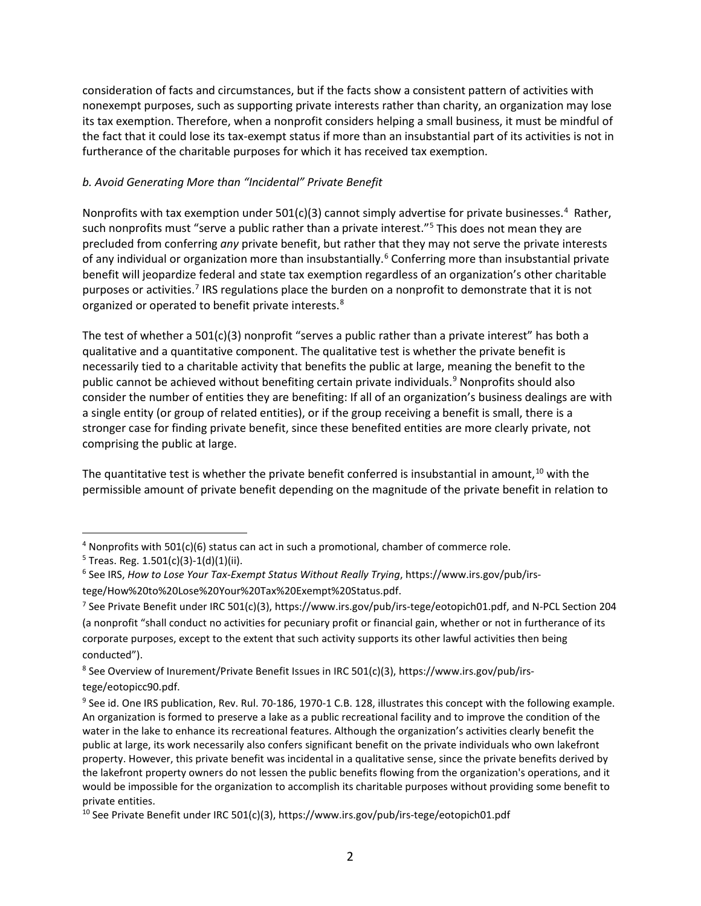consideration of facts and circumstances, but if the facts show a consistent pattern of activities with nonexempt purposes, such as supporting private interests rather than charity, an organization may lose its tax exemption. Therefore, when a nonprofit considers helping a small business, it must be mindful of the fact that it could lose its tax-exempt status if more than an insubstantial part of its activities is not in furtherance of the charitable purposes for which it has received tax exemption.

*b. Avoid Generating More than "Incidental" Private Benefit*

Nonprofits with tax exemption under 501(c)(3) cannot simply advertise for private businesses.[4] Rather, such nonprofits must "serve a public rather than a private interest."[5] This does not mean they are precluded from conferring *any* private benefit, but rather that they may not serve the private interests of any individual or organization more than insubstantially.[6] Conferring more than insubstantial private benefit will jeopardize federal and state tax exemption regardless of an organization's other charitable purposes or activities.[7] IRS regulations place the burden on a nonprofit to demonstrate that it is not organized or operated to benefit private interests.[8]

The test of whether a 501(c)(3) nonprofit "serves a public rather than a private interest" has both a qualitative and a quantitative component. The qualitative test is whether the private benefit is necessarily tied to a charitable activity that benefits the public at large, meaning the benefit to the public cannot be achieved without benefiting certain private individuals.[9] Nonprofits should also consider the number of entities they are benefiting: If all of an organization's business dealings are with a single entity (or group of related entities), or if the group receiving a benefit is small, there is a stronger case for finding private benefit, since these benefited entities are more clearly private, not comprising the public at large.

The quantitative test is whether the private benefit conferred is insubstantial in amount,[10] with the permissible amount of private benefit depending on the magnitude of the private benefit in relation to

---

[4] Nonprofits with 501(c)(6) status can act in such a promotional, chamber of commerce role.

[5] Treas. Reg. 1.501(c)(3)-1(d)(1)(ii).

[6] See IRS, *How to Lose Your Tax-Exempt Status Without Really Trying*, https://www.irs.gov/pub/irs-tege/How%20to%20Lose%20Your%20Tax%20Exempt%20Status.pdf.

[7] See Private Benefit under IRC 501(c)(3), https://www.irs.gov/pub/irs-tege/eotopich01.pdf, and N-PCL Section 204 (a nonprofit "shall conduct no activities for pecuniary profit or financial gain, whether or not in furtherance of its corporate purposes, except to the extent that such activity supports its other lawful activities then being conducted").

[8] See Overview of Inurement/Private Benefit Issues in IRC 501(c)(3), https://www.irs.gov/pub/irs-tege/eotopicc90.pdf.

[9] See id. One IRS publication, Rev. Rul. 70-186, 1970-1 C.B. 128, illustrates this concept with the following example. An organization is formed to preserve a lake as a public recreational facility and to improve the condition of the water in the lake to enhance its recreational features. Although the organization's activities clearly benefit the public at large, its work necessarily also confers significant benefit on the private individuals who own lakefront property. However, this private benefit was incidental in a qualitative sense, since the private benefits derived by the lakefront property owners do not lessen the public benefits flowing from the organization's operations, and it would be impossible for the organization to accomplish its charitable purposes without providing some benefit to private entities.

[10] See Private Benefit under IRC 501(c)(3), https://www.irs.gov/pub/irs-tege/eotopich01.pdf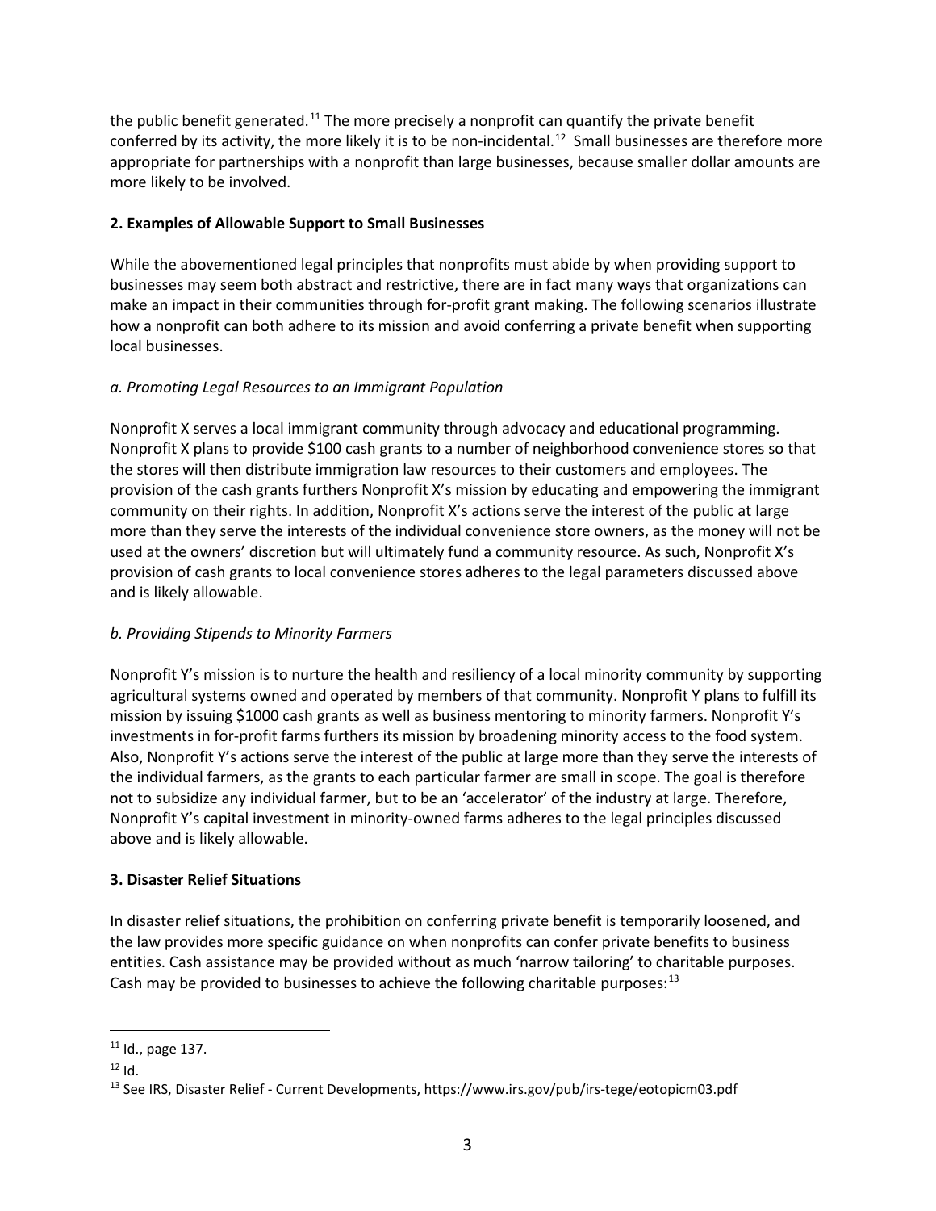the public benefit generated.[11] The more precisely a nonprofit can quantify the private benefit conferred by its activity, the more likely it is to be non-incidental.[12] Small businesses are therefore more appropriate for partnerships with a nonprofit than large businesses, because smaller dollar amounts are more likely to be involved.

## 2. Examples of Allowable Support to Small Businesses

While the abovementioned legal principles that nonprofits must abide by when providing support to businesses may seem both abstract and restrictive, there are in fact many ways that organizations can make an impact in their communities through for-profit grant making. The following scenarios illustrate how a nonprofit can both adhere to its mission and avoid conferring a private benefit when supporting local businesses.

### *a. Promoting Legal Resources to an Immigrant Population*

Nonprofit X serves a local immigrant community through advocacy and educational programming. Nonprofit X plans to provide $100 cash grants to a number of neighborhood convenience stores so that the stores will then distribute immigration law resources to their customers and employees. The provision of the cash grants furthers Nonprofit X's mission by educating and empowering the immigrant community on their rights. In addition, Nonprofit X's actions serve the interest of the public at large more than they serve the interests of the individual convenience store owners, as the money will not be used at the owners' discretion but will ultimately fund a community resource. As such, Nonprofit X's provision of cash grants to local convenience stores adheres to the legal parameters discussed above and is likely allowable.

### *b. Providing Stipends to Minority Farmers*

Nonprofit Y's mission is to nurture the health and resiliency of a local minority community by supporting agricultural systems owned and operated by members of that community. Nonprofit Y plans to fulfill its mission by issuing $1000 cash grants as well as business mentoring to minority farmers. Nonprofit Y's investments in for-profit farms furthers its mission by broadening minority access to the food system. Also, Nonprofit Y's actions serve the interest of the public at large more than they serve the interests of the individual farmers, as the grants to each particular farmer are small in scope. The goal is therefore not to subsidize any individual farmer, but to be an 'accelerator' of the industry at large. Therefore, Nonprofit Y's capital investment in minority-owned farms adheres to the legal principles discussed above and is likely allowable.

## 3. Disaster Relief Situations

In disaster relief situations, the prohibition on conferring private benefit is temporarily loosened, and the law provides more specific guidance on when nonprofits can confer private benefits to business entities. Cash assistance may be provided without as much 'narrow tailoring' to charitable purposes. Cash may be provided to businesses to achieve the following charitable purposes:[13]

---

[11] Id., page 137.

[12] Id.

[13] See IRS, Disaster Relief - Current Developments, https://www.irs.gov/pub/irs-tege/eotopicm03.pdf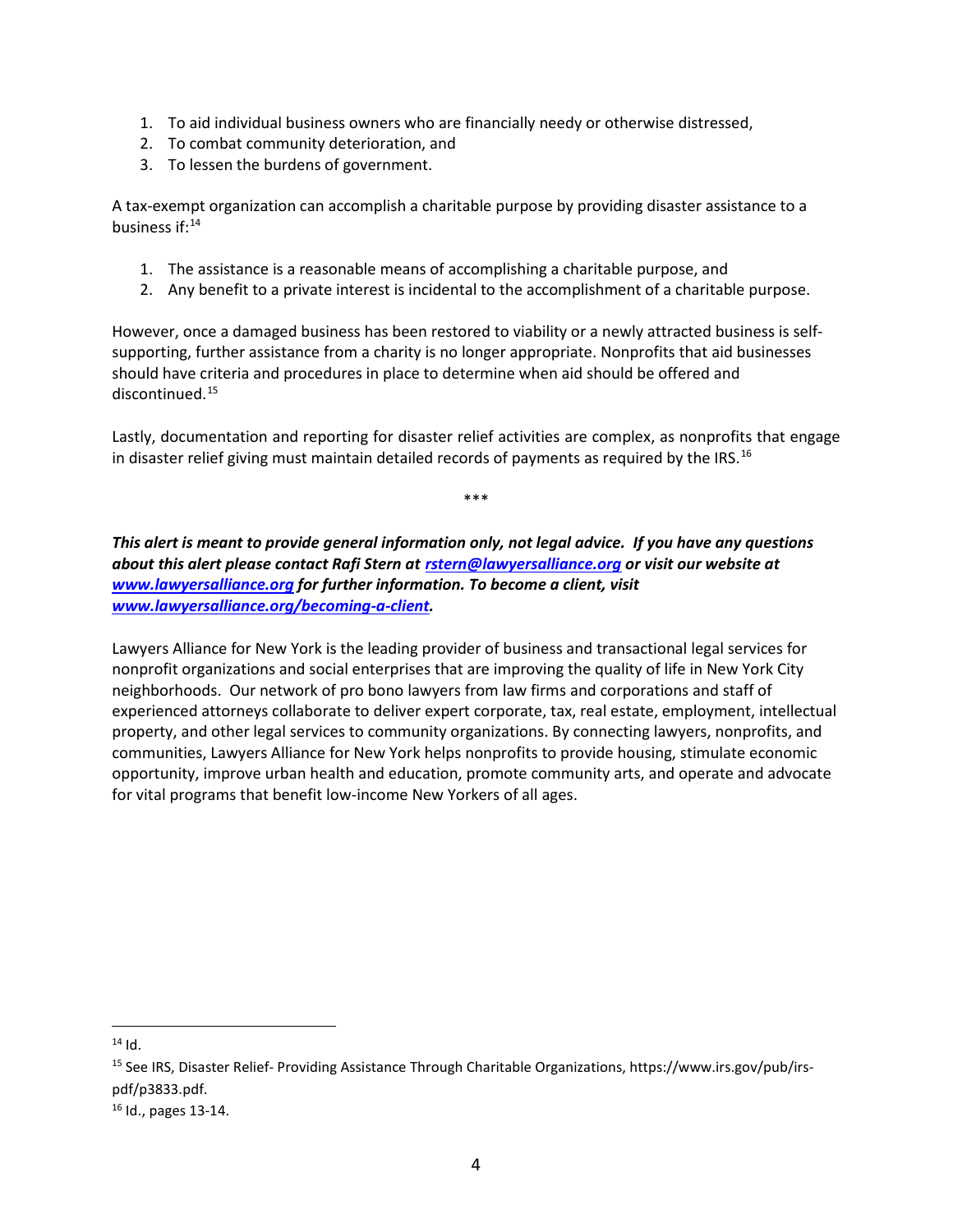1. To aid individual business owners who are financially needy or otherwise distressed,
2. To combat community deterioration, and
3. To lessen the burdens of government.

A tax-exempt organization can accomplish a charitable purpose by providing disaster assistance to a business if:[14]

1. The assistance is a reasonable means of accomplishing a charitable purpose, and
2. Any benefit to a private interest is incidental to the accomplishment of a charitable purpose.

However, once a damaged business has been restored to viability or a newly attracted business is self-supporting, further assistance from a charity is no longer appropriate. Nonprofits that aid businesses should have criteria and procedures in place to determine when aid should be offered and discontinued.[15]

Lastly, documentation and reporting for disaster relief activities are complex, as nonprofits that engage in disaster relief giving must maintain detailed records of payments as required by the IRS.[16]

\*\*\*

***This alert is meant to provide general information only, not legal advice. If you have any questions about this alert please contact Rafi Stern at [rstern@lawyersalliance.org](mailto:rstern@lawyersalliance.org) or visit our website at [www.lawyersalliance.org](http://www.lawyersalliance.org) for further information. To become a client, visit [www.lawyersalliance.org/becoming-a-client](http://www.lawyersalliance.org/becoming-a-client).***

Lawyers Alliance for New York is the leading provider of business and transactional legal services for nonprofit organizations and social enterprises that are improving the quality of life in New York City neighborhoods. Our network of pro bono lawyers from law firms and corporations and staff of experienced attorneys collaborate to deliver expert corporate, tax, real estate, employment, intellectual property, and other legal services to community organizations. By connecting lawyers, nonprofits, and communities, Lawyers Alliance for New York helps nonprofits to provide housing, stimulate economic opportunity, improve urban health and education, promote community arts, and operate and advocate for vital programs that benefit low-income New Yorkers of all ages.

---

[14] Id.

[15] See IRS, Disaster Relief- Providing Assistance Through Charitable Organizations, https://www.irs.gov/pub/irs-pdf/p3833.pdf.

[16] Id., pages 13-14.